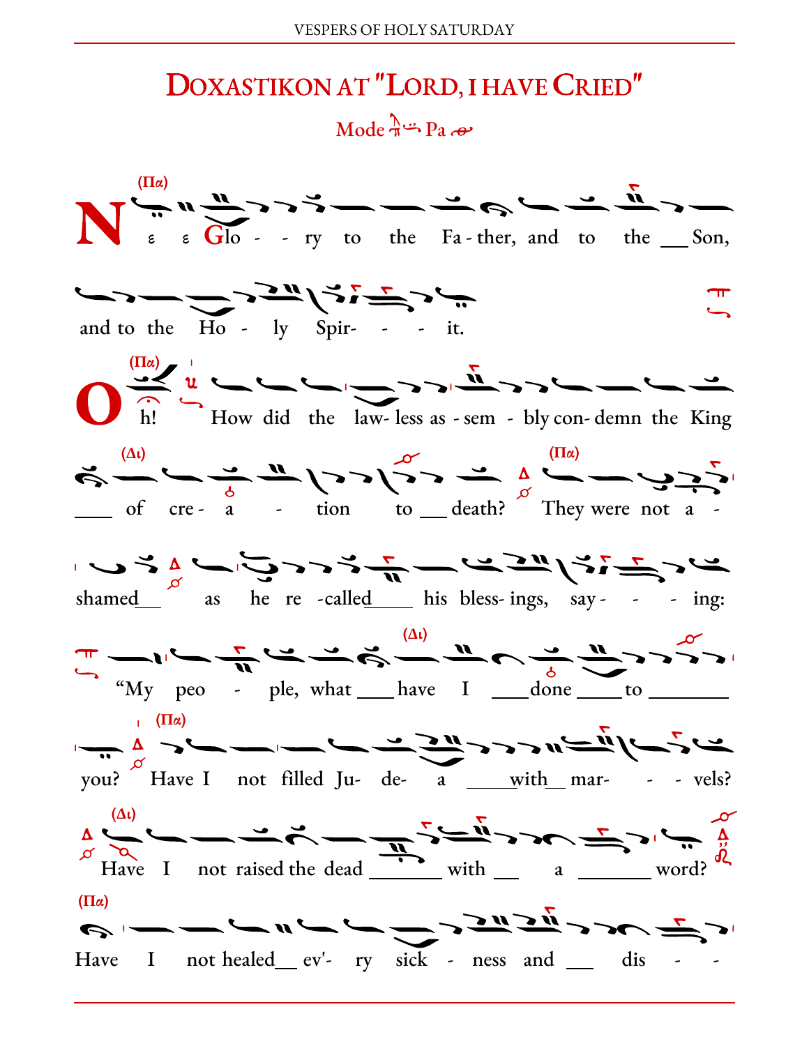# DOXASTIKON AT "LORD, I HAVE CRIED"

Mode Pa

(Πα)

Ne e Glo - - ry to the Fa - ther, and to the ___ Son,

and to the Ho - ly Spir- - - it.

(Πα)

Oh! How did the law- less as - sem - bly con- demn the King

(Δι)

___ of cre - a - tion to ___ death? (Πα) They were not a -

shamed___ as he re -called____ his bless- ings, say - - - ing:

(Δι)

"My peo - ple, what ___ have I ___ done ____ to _______

(Πα)

you? Have I not filled Ju- de- a _____with__ mar- - - vels?

(Δι)

Have I not raised the dead _______ with __ a _______ word?

(Πα)

Have I not healed__ ev'- ry sick - ness and ___ dis - -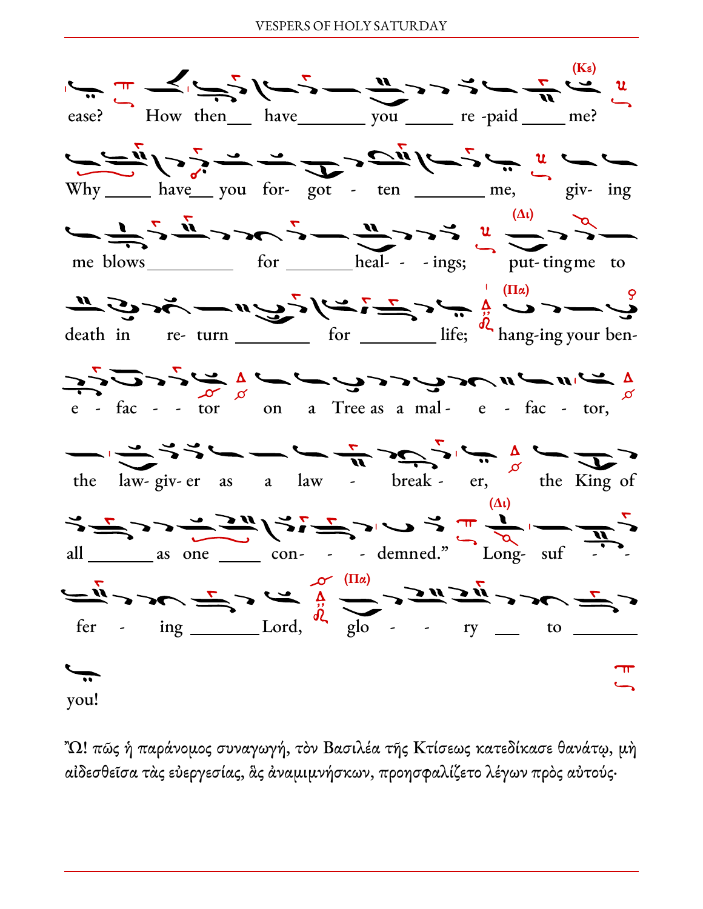ease? How then have you re-paid me?

Why have you for- got - ten me, giv- ing

me blows for heal- - - ings; put- ting me to

death in re- turn for life; hang-ing your ben-

e - fac - - tor on a Tree as a mal - e - fac - tor,

the law- giv- er as a law - break - er, the King of

all as one con- - - demned.” Long- suf - -

fer - ing Lord, glo - - ry to

you!

Ὢ! πῶς ἡ παράνομος συναγωγή, τὸν Βασιλέα τῆς Κτίσεως κατεδίκασε θανάτῳ, μὴ αἰδεσθεῖσα τὰς εὐεργεσίας, ἃς ἀναμιμνήσκων, προησφαλίζετο λέγων πρὸς αὐτούς·